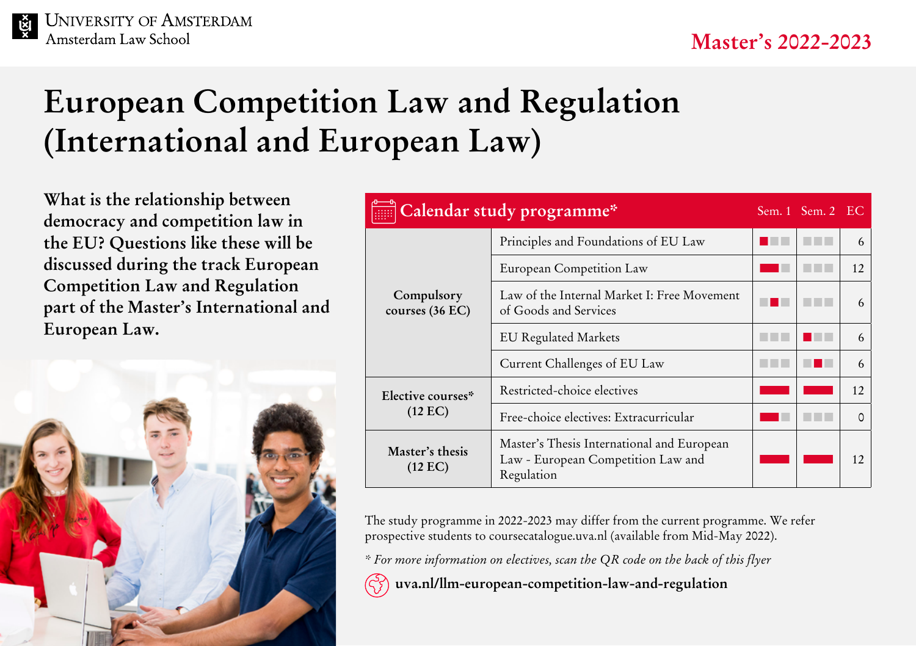University of Amsterdam
Amsterdam Law School

Master's 2022-2023

# European Competition Law and Regulation (International and European Law)

**What is the relationship between democracy and competition law in the EU? Questions like these will be discussed during the track European Competition Law and Regulation part of the Master's International and European Law.**

## Calendar study programme*

| | Course | Sem. 1 | Sem. 2 | EC |
|---|---|---|---|---|
| **Compulsory courses (36 EC)** | Principles and Foundations of EU Law | ■□□ | □□□ | 6 |
| | European Competition Law | ■■□ | □□□ | 12 |
| | Law of the Internal Market I: Free Movement of Goods and Services | □■□ | □□□ | 6 |
| | EU Regulated Markets | □□□ | ■□□ | 6 |
| | Current Challenges of EU Law | □□□ | □■□ | 6 |
| **Elective courses* (12 EC)** | Restricted-choice electives | ■■■ | ■■■ | 12 |
| | Free-choice electives: Extracurricular | ■■□ | □□□ | 0 |
| **Master's thesis (12 EC)** | Master's Thesis International and European Law - European Competition Law and Regulation | ■■■ | ■■■ | 12 |

The study programme in 2022-2023 may differ from the current programme. We refer prospective students to coursecatalogue.uva.nl (available from Mid-May 2022).

*\* For more information on electives, scan the QR code on the back of this flyer*

**uva.nl/llm-european-competition-law-and-regulation**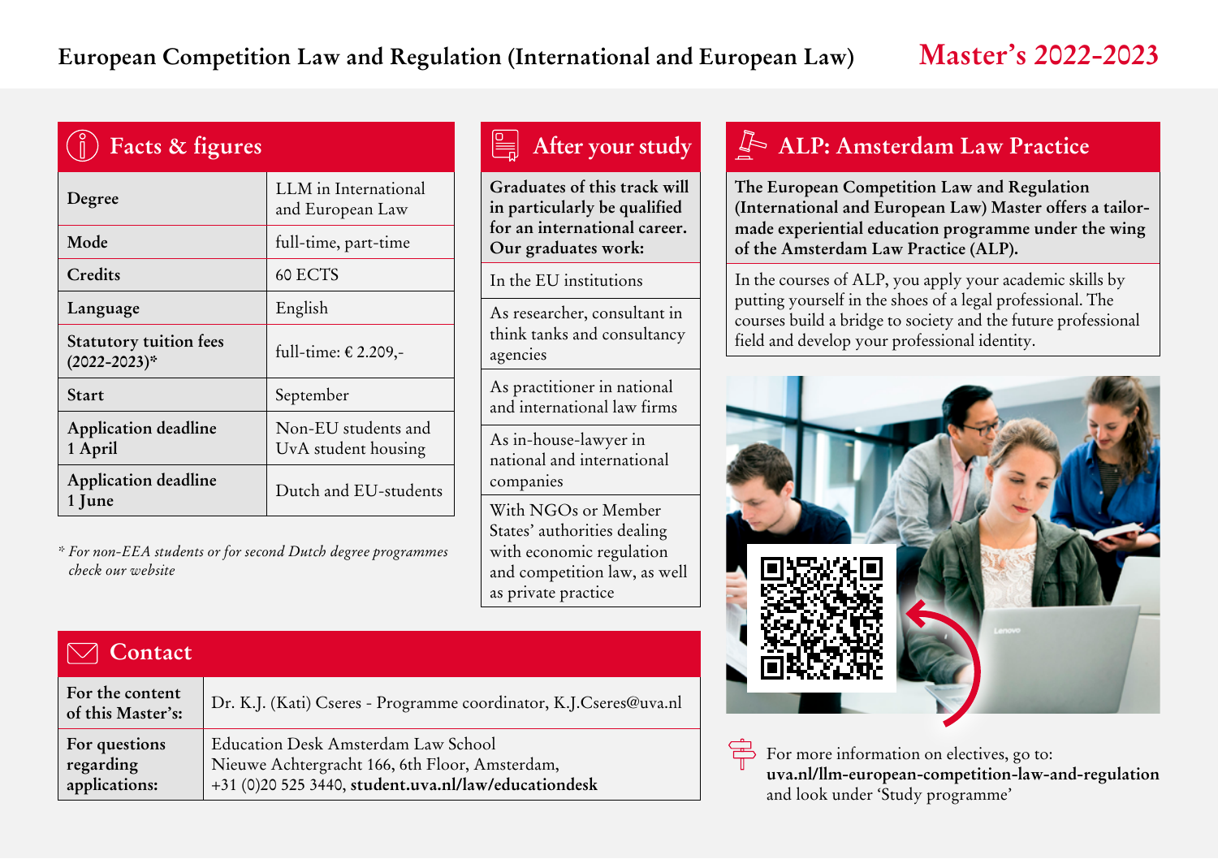# European Competition Law and Regulation (International and European Law)

**Master's 2022-2023**

## Facts & figures

| | |
|---|---|
| **Degree** | LLM in International and European Law |
| **Mode** | full-time, part-time |
| **Credits** | 60 ECTS |
| **Language** | English |
| **Statutory tuition fees (2022-2023)*** | full-time: € 2.209,- |
| **Start** | September |
| **Application deadline 1 April** | Non-EU students and UvA student housing |
| **Application deadline 1 June** | Dutch and EU-students |

*\* For non-EEA students or for second Dutch degree programmes check our website*

## After your study

**Graduates of this track will in particularly be qualified for an international career. Our graduates work:**

- In the EU institutions
- As researcher, consultant in think tanks and consultancy agencies
- As practitioner in national and international law firms
- As in-house-lawyer in national and international companies
- With NGOs or Member States' authorities dealing with economic regulation and competition law, as well as private practice

## ALP: Amsterdam Law Practice

**The European Competition Law and Regulation (International and European Law) Master offers a tailor-made experiential education programme under the wing of the Amsterdam Law Practice (ALP).**

In the courses of ALP, you apply your academic skills by putting yourself in the shoes of a legal professional. The courses build a bridge to society and the future professional field and develop your professional identity.

For more information on electives, go to:
**uva.nl/llm-european-competition-law-and-regulation**
and look under 'Study programme'

## Contact

| | |
|---|---|
| **For the content of this Master's:** | Dr. K.J. (Kati) Cseres - Programme coordinator, K.J.Cseres@uva.nl |
| **For questions regarding applications:** | Education Desk Amsterdam Law School<br>Nieuwe Achtergracht 166, 6th Floor, Amsterdam,<br>+31 (0)20 525 3440, **student.uva.nl/law/educationdesk** |